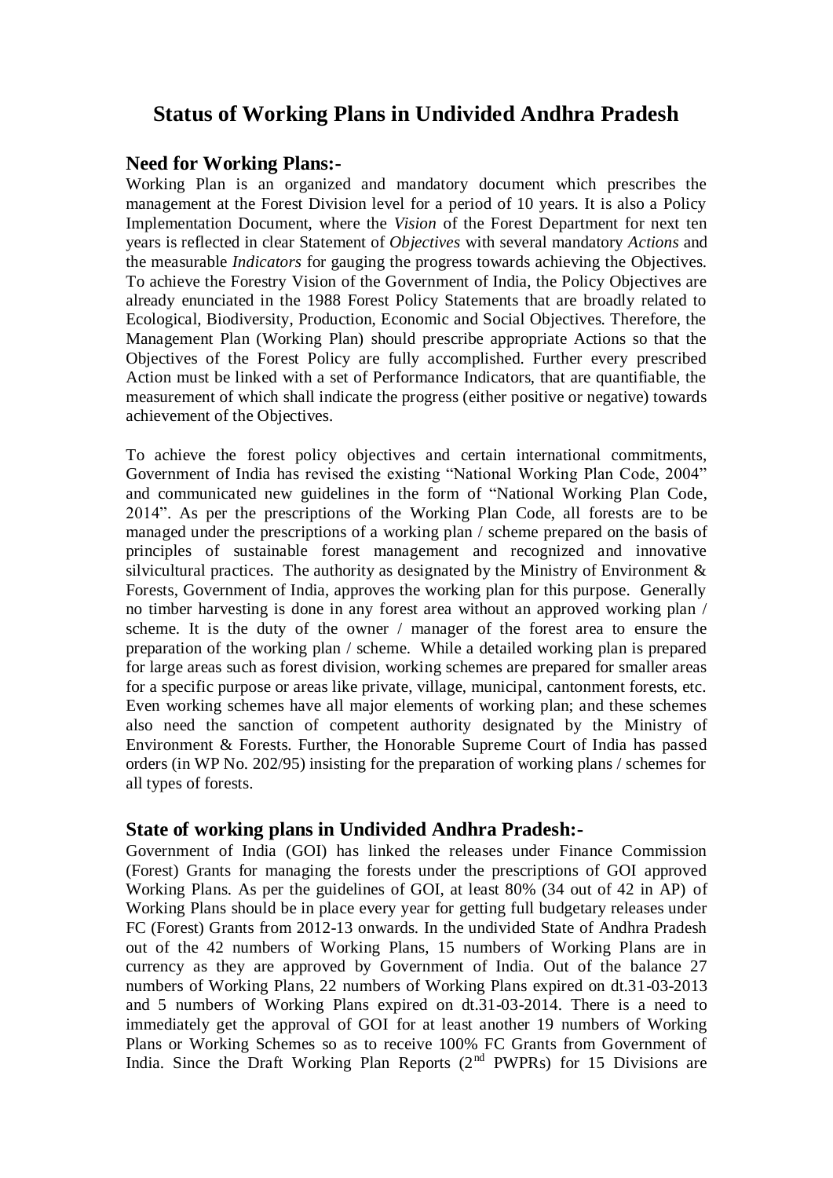# Status of Working Plans in Undivided Andhra Pradesh

## Need for Working Plans:-

Working Plan is an organized and mandatory document which prescribes the management at the Forest Division level for a period of 10 years. It is also a Policy Implementation Document, where the *Vision* of the Forest Department for next ten years is reflected in clear Statement of *Objectives* with several mandatory *Actions* and the measurable *Indicators* for gauging the progress towards achieving the Objectives. To achieve the Forestry Vision of the Government of India, the Policy Objectives are already enunciated in the 1988 Forest Policy Statements that are broadly related to Ecological, Biodiversity, Production, Economic and Social Objectives. Therefore, the Management Plan (Working Plan) should prescribe appropriate Actions so that the Objectives of the Forest Policy are fully accomplished. Further every prescribed Action must be linked with a set of Performance Indicators, that are quantifiable, the measurement of which shall indicate the progress (either positive or negative) towards achievement of the Objectives.

To achieve the forest policy objectives and certain international commitments, Government of India has revised the existing "National Working Plan Code, 2004" and communicated new guidelines in the form of "National Working Plan Code, 2014". As per the prescriptions of the Working Plan Code, all forests are to be managed under the prescriptions of a working plan / scheme prepared on the basis of principles of sustainable forest management and recognized and innovative silvicultural practices. The authority as designated by the Ministry of Environment & Forests, Government of India, approves the working plan for this purpose. Generally no timber harvesting is done in any forest area without an approved working plan / scheme. It is the duty of the owner / manager of the forest area to ensure the preparation of the working plan / scheme. While a detailed working plan is prepared for large areas such as forest division, working schemes are prepared for smaller areas for a specific purpose or areas like private, village, municipal, cantonment forests, etc. Even working schemes have all major elements of working plan; and these schemes also need the sanction of competent authority designated by the Ministry of Environment & Forests. Further, the Honorable Supreme Court of India has passed orders (in WP No. 202/95) insisting for the preparation of working plans / schemes for all types of forests.

## State of working plans in Undivided Andhra Pradesh:-

Government of India (GOI) has linked the releases under Finance Commission (Forest) Grants for managing the forests under the prescriptions of GOI approved Working Plans. As per the guidelines of GOI, at least 80% (34 out of 42 in AP) of Working Plans should be in place every year for getting full budgetary releases under FC (Forest) Grants from 2012-13 onwards. In the undivided State of Andhra Pradesh out of the 42 numbers of Working Plans, 15 numbers of Working Plans are in currency as they are approved by Government of India. Out of the balance 27 numbers of Working Plans, 22 numbers of Working Plans expired on dt.31-03-2013 and 5 numbers of Working Plans expired on dt.31-03-2014. There is a need to immediately get the approval of GOI for at least another 19 numbers of Working Plans or Working Schemes so as to receive 100% FC Grants from Government of India. Since the Draft Working Plan Reports (2nd PWPRs) for 15 Divisions are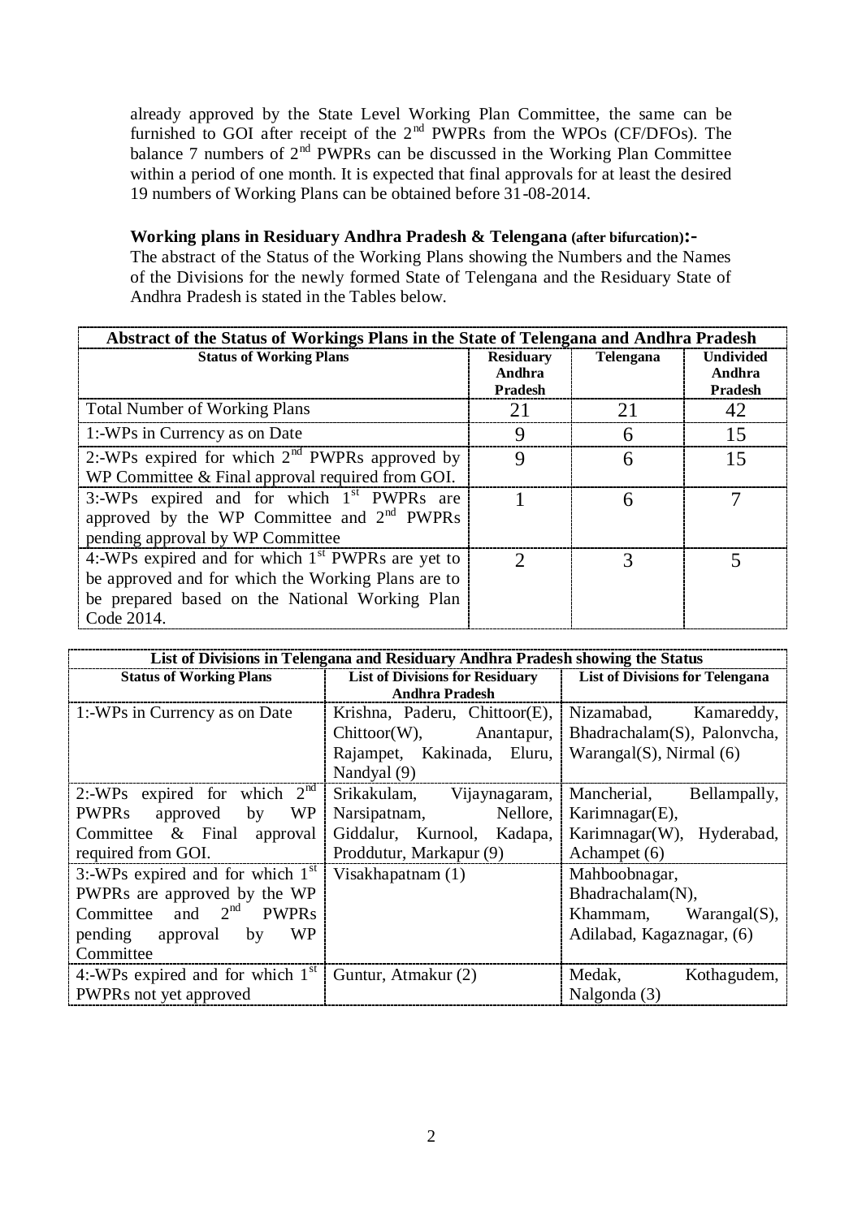already approved by the State Level Working Plan Committee, the same can be furnished to GOI after receipt of the 2nd PWPRs from the WPOs (CF/DFOs). The balance 7 numbers of 2nd PWPRs can be discussed in the Working Plan Committee within a period of one month. It is expected that final approvals for at least the desired 19 numbers of Working Plans can be obtained before 31-08-2014.

**Working plans in Residuary Andhra Pradesh & Telengana (after bifurcation):-**

The abstract of the Status of the Working Plans showing the Numbers and the Names of the Divisions for the newly formed State of Telengana and the Residuary State of Andhra Pradesh is stated in the Tables below.

| **Abstract of the Status of Workings Plans in the State of Telengana and Andhra Pradesh** | | | |
|---|---|---|---|
| **Status of Working Plans** | **Residuary Andhra Pradesh** | **Telengana** | **Undivided Andhra Pradesh** |
| Total Number of Working Plans | 21 | 21 | 42 |
| 1:-WPs in Currency as on Date | 9 | 6 | 15 |
| 2:-WPs expired for which 2nd PWPRs approved by WP Committee & Final approval required from GOI. | 9 | 6 | 15 |
| 3:-WPs expired and for which 1st PWPRs are approved by the WP Committee and 2nd PWPRs pending approval by WP Committee | 1 | 6 | 7 |
| 4:-WPs expired and for which 1st PWPRs are yet to be approved and for which the Working Plans are to be prepared based on the National Working Plan Code 2014. | 2 | 3 | 5 |

| **List of Divisions in Telengana and Residuary Andhra Pradesh showing the Status** | | |
|---|---|---|
| **Status of Working Plans** | **List of Divisions for Residuary Andhra Pradesh** | **List of Divisions for Telengana** |
| 1:-WPs in Currency as on Date | Krishna, Paderu, Chittoor(E), Chittoor(W), Anantapur, Rajampet, Kakinada, Eluru, Nandyal (9) | Nizamabad, Kamareddy, Bhadrachalam(S), Palonvcha, Warangal(S), Nirmal (6) |
| 2:-WPs expired for which 2nd PWPRs approved by WP Committee & Final approval required from GOI. | Srikakulam, Vijaynagaram, Narsipatnam, Nellore, Giddalur, Kurnool, Kadapa, Proddutur, Markapur (9) | Mancherial, Bellampally, Karimnagar(E), Karimnagar(W), Hyderabad, Achampet (6) |
| 3:-WPs expired and for which 1st PWPRs are approved by the WP Committee and 2nd PWPRs pending approval by WP Committee | Visakhapatnam (1) | Mahboobnagar, Bhadrachalam(N), Khammam, Warangal(S), Adilabad, Kagaznagar, (6) |
| 4:-WPs expired and for which 1st PWPRs not yet approved | Guntur, Atmakur (2) | Medak, Kothagudem, Nalgonda (3) |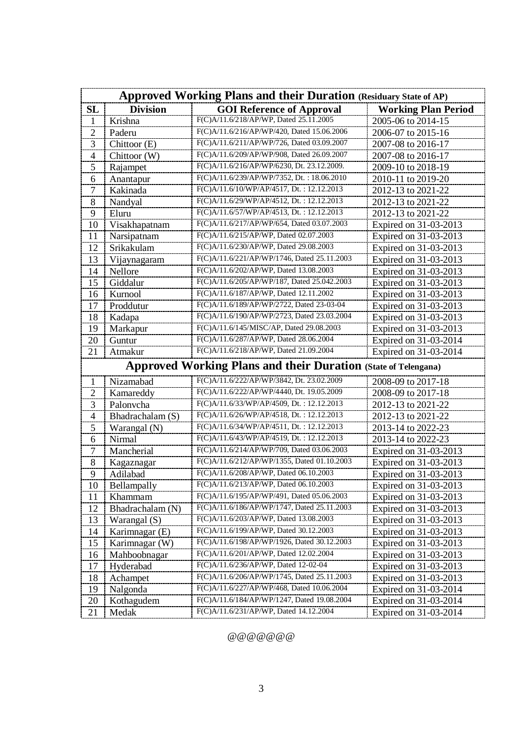| Approved Working Plans and their Duration (Residuary State of AP) | | | |
|---|---|---|---|
| **SL** | **Division** | **GOI Reference of Approval** | **Working Plan Period** |
| 1 | Krishna | F(C)A/11.6/218/AP/WP, Dated 25.11.2005 | 2005-06 to 2014-15 |
| 2 | Paderu | F(C)A/11.6/216/AP/WP/420, Dated 15.06.2006 | 2006-07 to 2015-16 |
| 3 | Chittoor (E) | F(C)A/11.6/211/AP/WP/726, Dated 03.09.2007 | 2007-08 to 2016-17 |
| 4 | Chittoor (W) | F(C)A/11.6/209/AP/WP/908, Dated 26.09.2007 | 2007-08 to 2016-17 |
| 5 | Rajampet | F(C)A/11.6/216/AP/WP/6230, Dt. 23.12.2009. | 2009-10 to 2018-19 |
| 6 | Anantapur | F(C)A/11.6/239/AP/WP/7352, Dt. : 18.06.2010 | 2010-11 to 2019-20 |
| 7 | Kakinada | F(C)A/11.6/10/WP/AP/4517, Dt. : 12.12.2013 | 2012-13 to 2021-22 |
| 8 | Nandyal | F(C)A/11.6/29/WP/AP/4512, Dt. : 12.12.2013 | 2012-13 to 2021-22 |
| 9 | Eluru | F(C)A/11.6/57/WP/AP/4513, Dt. : 12.12.2013 | 2012-13 to 2021-22 |
| 10 | Visakhapatnam | F(C)A/11.6/217/AP/WP/654, Dated 03.07.2003 | Expired on 31-03-2013 |
| 11 | Narsipatnam | F(C)A/11.6/215/AP/WP, Dated 02.07.2003 | Expired on 31-03-2013 |
| 12 | Srikakulam | F(C)A/11.6/230/AP/WP, Dated 29.08.2003 | Expired on 31-03-2013 |
| 13 | Vijaynagaram | F(C)A/11.6/221/AP/WP/1746, Dated 25.11.2003 | Expired on 31-03-2013 |
| 14 | Nellore | F(C)A/11.6/202/AP/WP, Dated 13.08.2003 | Expired on 31-03-2013 |
| 15 | Giddalur | F(C)A/11.6/205/AP/WP/187, Dated 25.042.2003 | Expired on 31-03-2013 |
| 16 | Kurnool | F(C)A/11.6/187/AP/WP, Dated 12.11.2002 | Expired on 31-03-2013 |
| 17 | Proddutur | F(C)A/11.6/189/AP/WP/2722, Dated 23-03-04 | Expired on 31-03-2013 |
| 18 | Kadapa | F(C)A/11.6/190/AP/WP/2723, Dated 23.03.2004 | Expired on 31-03-2013 |
| 19 | Markapur | F(C)A/11.6/145/MISC/AP, Dated 29.08.2003 | Expired on 31-03-2013 |
| 20 | Guntur | F(C)A/11.6/287/AP/WP, Dated 28.06.2004 | Expired on 31-03-2014 |
| 21 | Atmakur | F(C)A/11.6/218/AP/WP, Dated 21.09.2004 | Expired on 31-03-2014 |
| **Approved Working Plans and their Duration (State of Telengana)** | | | |
| 1 | Nizamabad | F(C)A/11.6/222/AP/WP/3842, Dt. 23.02.2009 | 2008-09 to 2017-18 |
| 2 | Kamareddy | F(C)A/11.6/222/AP/WP/4440, Dt. 19.05.2009 | 2008-09 to 2017-18 |
| 3 | Palonvcha | F(C)A/11.6/33/WP/AP/4509, Dt. : 12.12.2013 | 2012-13 to 2021-22 |
| 4 | Bhadrachalam (S) | F(C)A/11.6/26/WP/AP/4518, Dt. : 12.12.2013 | 2012-13 to 2021-22 |
| 5 | Warangal (N) | F(C)A/11.6/34/WP/AP/4511, Dt. : 12.12.2013 | 2013-14 to 2022-23 |
| 6 | Nirmal | F(C)A/11.6/43/WP/AP/4519, Dt. : 12.12.2013 | 2013-14 to 2022-23 |
| 7 | Mancherial | F(C)A/11.6/214/AP/WP/709, Dated 03.06.2003 | Expired on 31-03-2013 |
| 8 | Kagaznagar | F(C)A/11.6/212/AP/WP/1355, Dated 01.10.2003 | Expired on 31-03-2013 |
| 9 | Adilabad | F(C)A/11.6/208/AP/WP, Dated 06.10.2003 | Expired on 31-03-2013 |
| 10 | Bellampally | F(C)A/11.6/213/AP/WP, Dated 06.10.2003 | Expired on 31-03-2013 |
| 11 | Khammam | F(C)A/11.6/195/AP/WP/491, Dated 05.06.2003 | Expired on 31-03-2013 |
| 12 | Bhadrachalam (N) | F(C)A/11.6/186/AP/WP/1747, Dated 25.11.2003 | Expired on 31-03-2013 |
| 13 | Warangal (S) | F(C)A/11.6/203/AP/WP, Dated 13.08.2003 | Expired on 31-03-2013 |
| 14 | Karimnagar (E) | F(C)A/11.6/199/AP/WP, Dated 30.12.2003 | Expired on 31-03-2013 |
| 15 | Karimnagar (W) | F(C)A/11.6/198/AP/WP/1926, Dated 30.12.2003 | Expired on 31-03-2013 |
| 16 | Mahboobnagar | F(C)A/11.6/201/AP/WP, Dated 12.02.2004 | Expired on 31-03-2013 |
| 17 | Hyderabad | F(C)A/11.6/236/AP/WP, Dated 12-02-04 | Expired on 31-03-2013 |
| 18 | Achampet | F(C)A/11.6/206/AP/WP/1745, Dated 25.11.2003 | Expired on 31-03-2013 |
| 19 | Nalgonda | F(C)A/11.6/227/AP/WP/468, Dated 10.06.2004 | Expired on 31-03-2014 |
| 20 | Kothagudem | F(C)A/11.6/184/AP/WP/1247, Dated 19.08.2004 | Expired on 31-03-2014 |
| 21 | Medak | F(C)A/11.6/231/AP/WP, Dated 14.12.2004 | Expired on 31-03-2014 |

@@@@@@@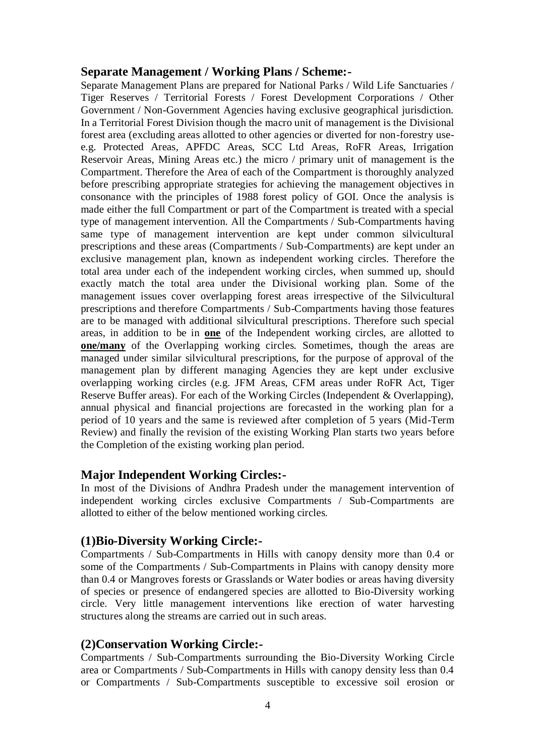## Separate Management / Working Plans / Scheme:-

Separate Management Plans are prepared for National Parks / Wild Life Sanctuaries / Tiger Reserves / Territorial Forests / Forest Development Corporations / Other Government / Non-Government Agencies having exclusive geographical jurisdiction. In a Territorial Forest Division though the macro unit of management is the Divisional forest area (excluding areas allotted to other agencies or diverted for non-forestry use- e.g. Protected Areas, APFDC Areas, SCC Ltd Areas, RoFR Areas, Irrigation Reservoir Areas, Mining Areas etc.) the micro / primary unit of management is the Compartment. Therefore the Area of each of the Compartment is thoroughly analyzed before prescribing appropriate strategies for achieving the management objectives in consonance with the principles of 1988 forest policy of GOI. Once the analysis is made either the full Compartment or part of the Compartment is treated with a special type of management intervention. All the Compartments / Sub-Compartments having same type of management intervention are kept under common silvicultural prescriptions and these areas (Compartments / Sub-Compartments) are kept under an exclusive management plan, known as independent working circles. Therefore the total area under each of the independent working circles, when summed up, should exactly match the total area under the Divisional working plan. Some of the management issues cover overlapping forest areas irrespective of the Silvicultural prescriptions and therefore Compartments / Sub-Compartments having those features are to be managed with additional silvicultural prescriptions. Therefore such special areas, in addition to be in **one** of the Independent working circles, are allotted to **one/many** of the Overlapping working circles. Sometimes, though the areas are managed under similar silvicultural prescriptions, for the purpose of approval of the management plan by different managing Agencies they are kept under exclusive overlapping working circles (e.g. JFM Areas, CFM areas under RoFR Act, Tiger Reserve Buffer areas). For each of the Working Circles (Independent & Overlapping), annual physical and financial projections are forecasted in the working plan for a period of 10 years and the same is reviewed after completion of 5 years (Mid-Term Review) and finally the revision of the existing Working Plan starts two years before the Completion of the existing working plan period.

## Major Independent Working Circles:-

In most of the Divisions of Andhra Pradesh under the management intervention of independent working circles exclusive Compartments / Sub-Compartments are allotted to either of the below mentioned working circles.

## (1)Bio-Diversity Working Circle:-

Compartments / Sub-Compartments in Hills with canopy density more than 0.4 or some of the Compartments / Sub-Compartments in Plains with canopy density more than 0.4 or Mangroves forests or Grasslands or Water bodies or areas having diversity of species or presence of endangered species are allotted to Bio-Diversity working circle. Very little management interventions like erection of water harvesting structures along the streams are carried out in such areas.

## (2)Conservation Working Circle:-

Compartments / Sub-Compartments surrounding the Bio-Diversity Working Circle area or Compartments / Sub-Compartments in Hills with canopy density less than 0.4 or Compartments / Sub-Compartments susceptible to excessive soil erosion or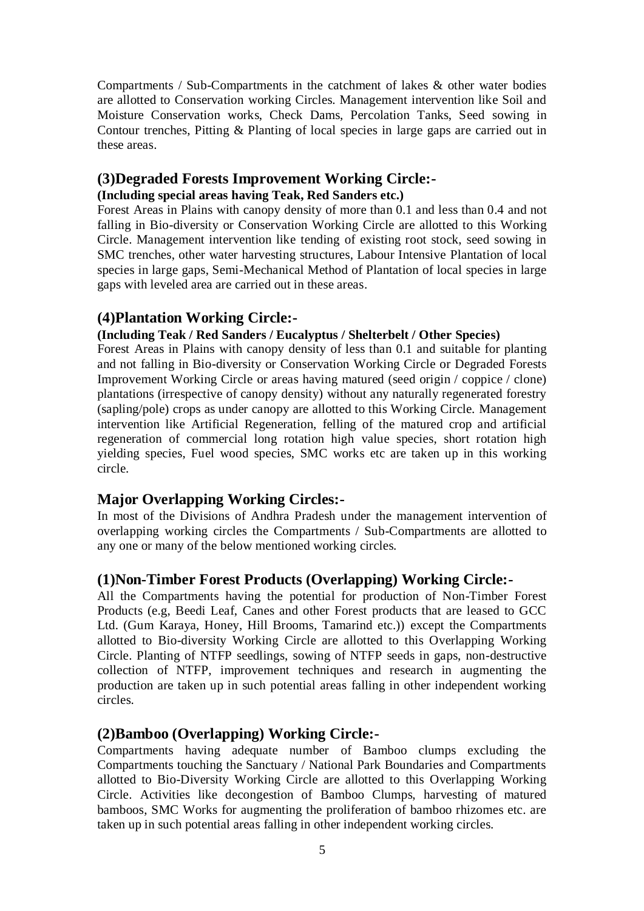Compartments / Sub-Compartments in the catchment of lakes & other water bodies are allotted to Conservation working Circles. Management intervention like Soil and Moisture Conservation works, Check Dams, Percolation Tanks, Seed sowing in Contour trenches, Pitting & Planting of local species in large gaps are carried out in these areas.

## (3)Degraded Forests Improvement Working Circle:-

**(Including special areas having Teak, Red Sanders etc.)**

Forest Areas in Plains with canopy density of more than 0.1 and less than 0.4 and not falling in Bio-diversity or Conservation Working Circle are allotted to this Working Circle. Management intervention like tending of existing root stock, seed sowing in SMC trenches, other water harvesting structures, Labour Intensive Plantation of local species in large gaps, Semi-Mechanical Method of Plantation of local species in large gaps with leveled area are carried out in these areas.

## (4)Plantation Working Circle:-

**(Including Teak / Red Sanders / Eucalyptus / Shelterbelt / Other Species)**

Forest Areas in Plains with canopy density of less than 0.1 and suitable for planting and not falling in Bio-diversity or Conservation Working Circle or Degraded Forests Improvement Working Circle or areas having matured (seed origin / coppice / clone) plantations (irrespective of canopy density) without any naturally regenerated forestry (sapling/pole) crops as under canopy are allotted to this Working Circle. Management intervention like Artificial Regeneration, felling of the matured crop and artificial regeneration of commercial long rotation high value species, short rotation high yielding species, Fuel wood species, SMC works etc are taken up in this working circle.

## Major Overlapping Working Circles:-

In most of the Divisions of Andhra Pradesh under the management intervention of overlapping working circles the Compartments / Sub-Compartments are allotted to any one or many of the below mentioned working circles.

## (1)Non-Timber Forest Products (Overlapping) Working Circle:-

All the Compartments having the potential for production of Non-Timber Forest Products (e.g, Beedi Leaf, Canes and other Forest products that are leased to GCC Ltd. (Gum Karaya, Honey, Hill Brooms, Tamarind etc.)) except the Compartments allotted to Bio-diversity Working Circle are allotted to this Overlapping Working Circle. Planting of NTFP seedlings, sowing of NTFP seeds in gaps, non-destructive collection of NTFP, improvement techniques and research in augmenting the production are taken up in such potential areas falling in other independent working circles.

## (2)Bamboo (Overlapping) Working Circle:-

Compartments having adequate number of Bamboo clumps excluding the Compartments touching the Sanctuary / National Park Boundaries and Compartments allotted to Bio-Diversity Working Circle are allotted to this Overlapping Working Circle. Activities like decongestion of Bamboo Clumps, harvesting of matured bamboos, SMC Works for augmenting the proliferation of bamboo rhizomes etc. are taken up in such potential areas falling in other independent working circles.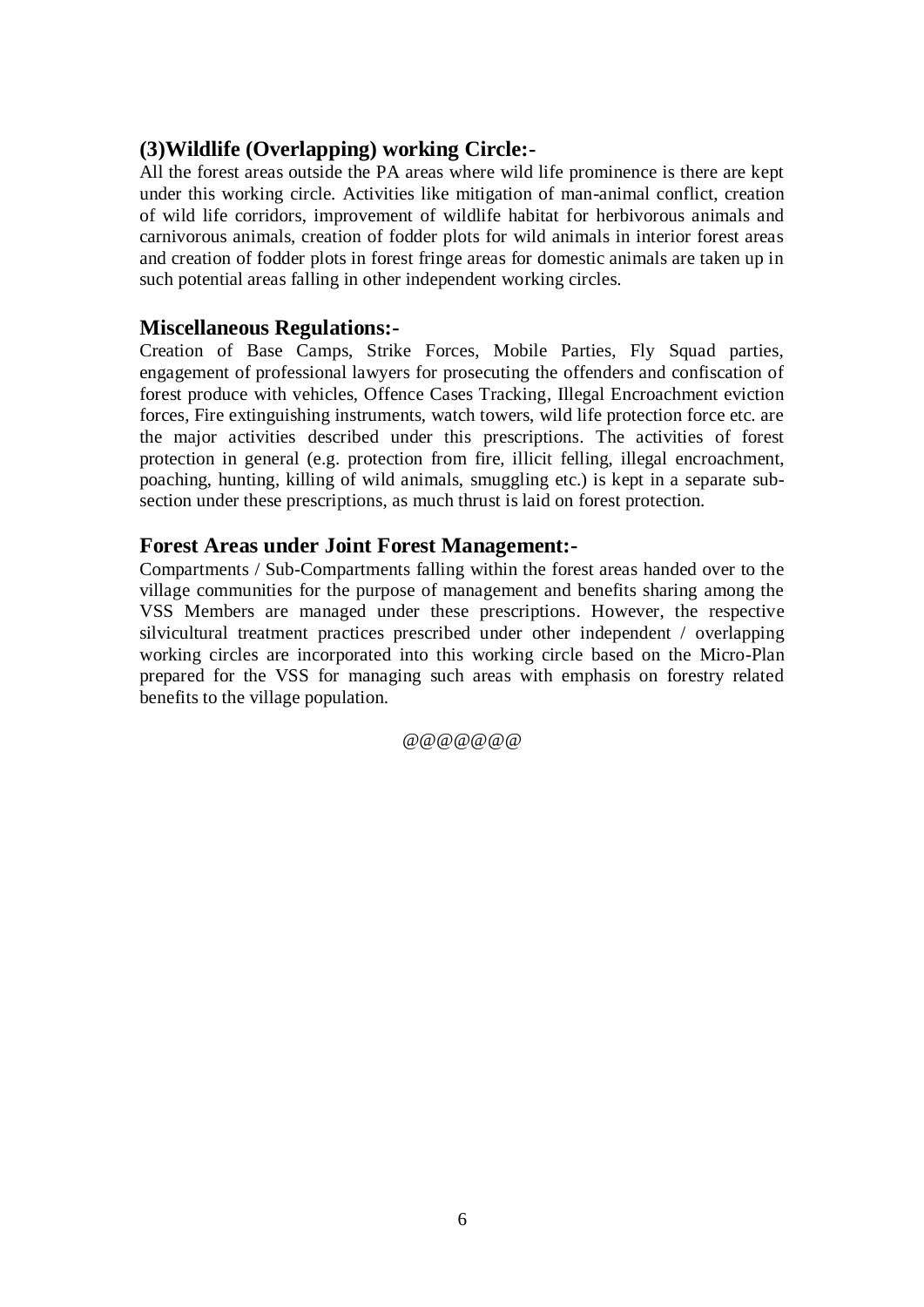### (3)Wildlife (Overlapping) working Circle:-

All the forest areas outside the PA areas where wild life prominence is there are kept under this working circle. Activities like mitigation of man-animal conflict, creation of wild life corridors, improvement of wildlife habitat for herbivorous animals and carnivorous animals, creation of fodder plots for wild animals in interior forest areas and creation of fodder plots in forest fringe areas for domestic animals are taken up in such potential areas falling in other independent working circles.

### Miscellaneous Regulations:-

Creation of Base Camps, Strike Forces, Mobile Parties, Fly Squad parties, engagement of professional lawyers for prosecuting the offenders and confiscation of forest produce with vehicles, Offence Cases Tracking, Illegal Encroachment eviction forces, Fire extinguishing instruments, watch towers, wild life protection force etc. are the major activities described under this prescriptions. The activities of forest protection in general (e.g. protection from fire, illicit felling, illegal encroachment, poaching, hunting, killing of wild animals, smuggling etc.) is kept in a separate sub-section under these prescriptions, as much thrust is laid on forest protection.

### Forest Areas under Joint Forest Management:-

Compartments / Sub-Compartments falling within the forest areas handed over to the village communities for the purpose of management and benefits sharing among the VSS Members are managed under these prescriptions. However, the respective silvicultural treatment practices prescribed under other independent / overlapping working circles are incorporated into this working circle based on the Micro-Plan prepared for the VSS for managing such areas with emphasis on forestry related benefits to the village population.

@@@@@@@